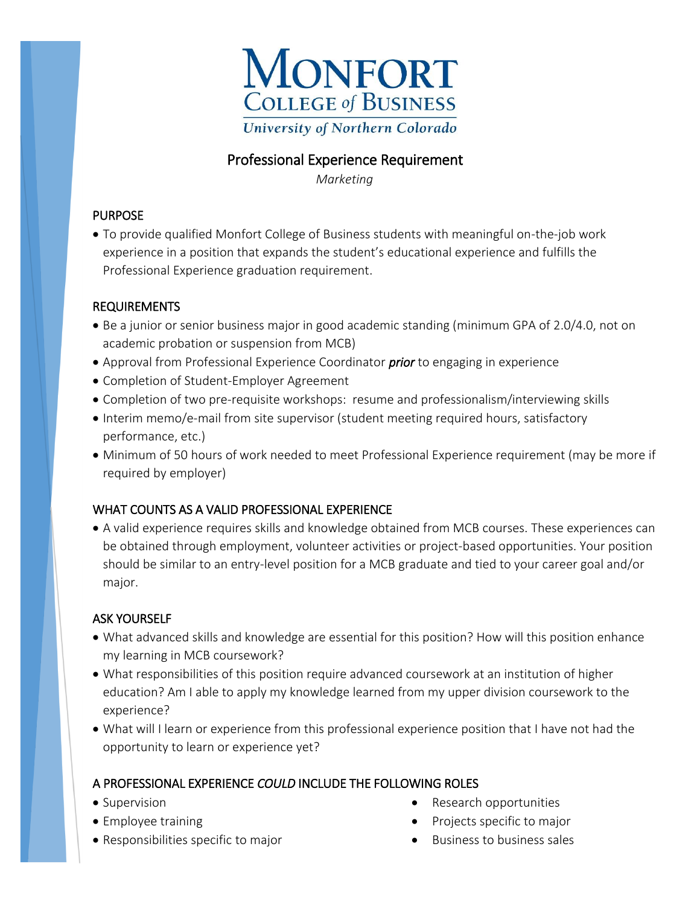# Monfort College of Business

University of Northern Colorado

## Professional Experience Requirement

*Marketing*

### PURPOSE

- To provide qualified Monfort College of Business students with meaningful on-the-job work experience in a position that expands the student's educational experience and fulfills the Professional Experience graduation requirement.

### REQUIREMENTS

- Be a junior or senior business major in good academic standing (minimum GPA of 2.0/4.0, not on academic probation or suspension from MCB)
- Approval from Professional Experience Coordinator ***prior*** to engaging in experience
- Completion of Student-Employer Agreement
- Completion of two pre-requisite workshops: resume and professionalism/interviewing skills
- Interim memo/e-mail from site supervisor (student meeting required hours, satisfactory performance, etc.)
- Minimum of 50 hours of work needed to meet Professional Experience requirement (may be more if required by employer)

### WHAT COUNTS AS A VALID PROFESSIONAL EXPERIENCE

- A valid experience requires skills and knowledge obtained from MCB courses. These experiences can be obtained through employment, volunteer activities or project-based opportunities. Your position should be similar to an entry-level position for a MCB graduate and tied to your career goal and/or major.

### ASK YOURSELF

- What advanced skills and knowledge are essential for this position? How will this position enhance my learning in MCB coursework?
- What responsibilities of this position require advanced coursework at an institution of higher education? Am I able to apply my knowledge learned from my upper division coursework to the experience?
- What will I learn or experience from this professional experience position that I have not had the opportunity to learn or experience yet?

### A PROFESSIONAL EXPERIENCE *COULD* INCLUDE THE FOLLOWING ROLES

- Supervision
- Employee training
- Responsibilities specific to major
- Research opportunities
- Projects specific to major
- Business to business sales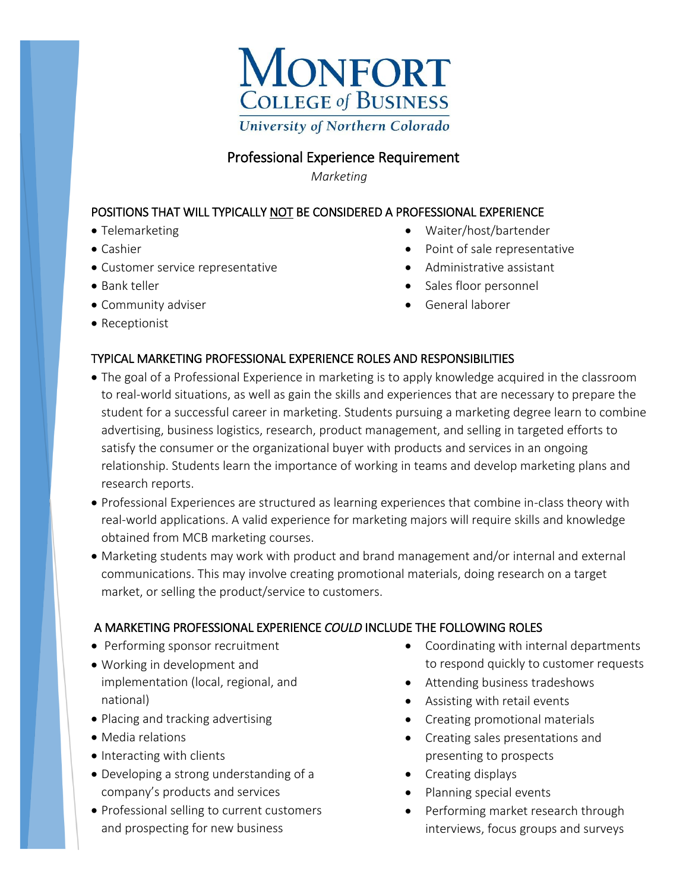# Monfort College of Business

University of Northern Colorado

## Professional Experience Requirement

*Marketing*

### POSITIONS THAT WILL TYPICALLY NOT BE CONSIDERED A PROFESSIONAL EXPERIENCE

- Telemarketing
- Cashier
- Customer service representative
- Bank teller
- Community adviser
- Receptionist
- Waiter/host/bartender
- Point of sale representative
- Administrative assistant
- Sales floor personnel
- General laborer

### TYPICAL MARKETING PROFESSIONAL EXPERIENCE ROLES AND RESPONSIBILITIES

- The goal of a Professional Experience in marketing is to apply knowledge acquired in the classroom to real-world situations, as well as gain the skills and experiences that are necessary to prepare the student for a successful career in marketing. Students pursuing a marketing degree learn to combine advertising, business logistics, research, product management, and selling in targeted efforts to satisfy the consumer or the organizational buyer with products and services in an ongoing relationship. Students learn the importance of working in teams and develop marketing plans and research reports.
- Professional Experiences are structured as learning experiences that combine in-class theory with real-world applications. A valid experience for marketing majors will require skills and knowledge obtained from MCB marketing courses.
- Marketing students may work with product and brand management and/or internal and external communications. This may involve creating promotional materials, doing research on a target market, or selling the product/service to customers.

### A MARKETING PROFESSIONAL EXPERIENCE *COULD* INCLUDE THE FOLLOWING ROLES

- Performing sponsor recruitment
- Working in development and implementation (local, regional, and national)
- Placing and tracking advertising
- Media relations
- Interacting with clients
- Developing a strong understanding of a company's products and services
- Professional selling to current customers and prospecting for new business
- Coordinating with internal departments to respond quickly to customer requests
- Attending business tradeshows
- Assisting with retail events
- Creating promotional materials
- Creating sales presentations and presenting to prospects
- Creating displays
- Planning special events
- Performing market research through interviews, focus groups and surveys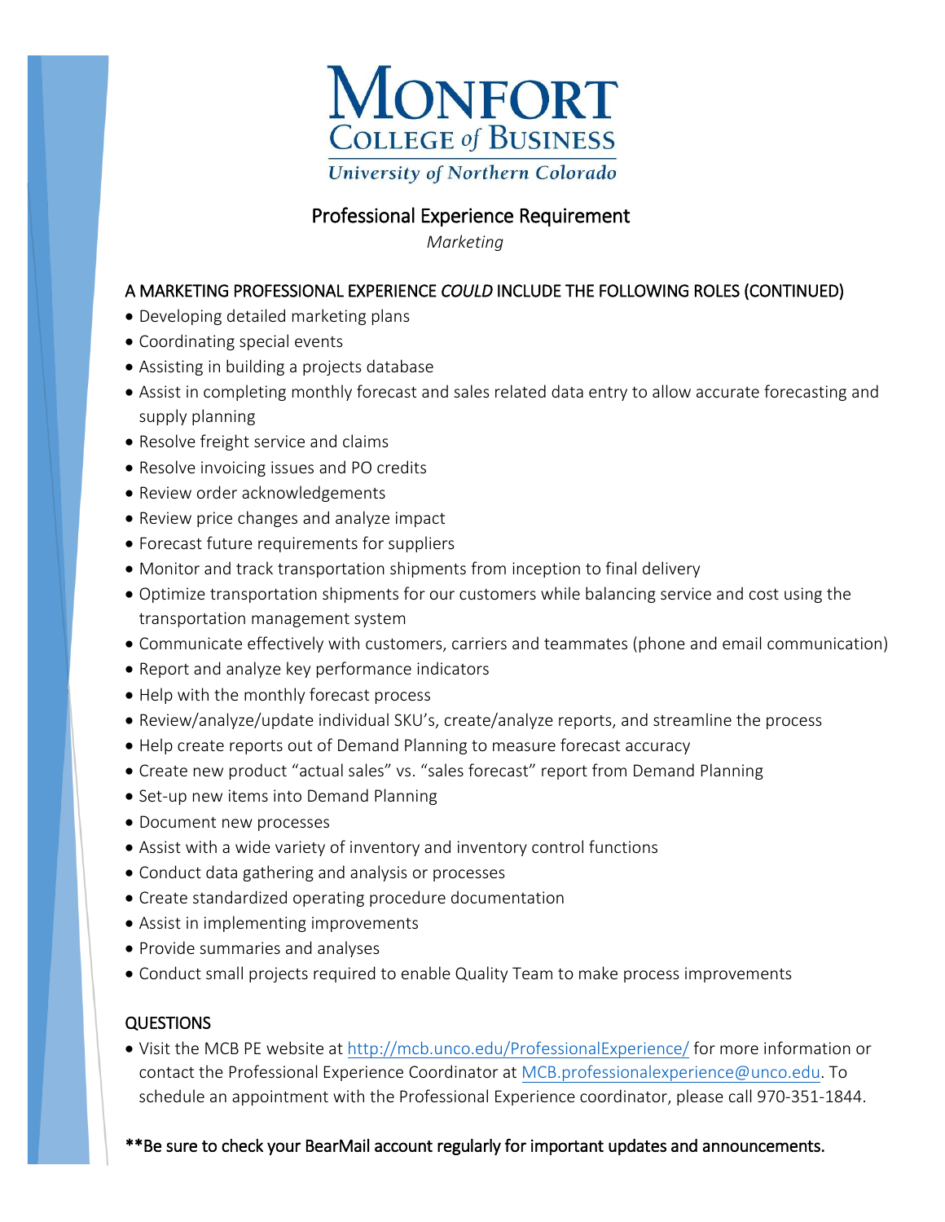# Monfort College of Business

University of Northern Colorado

## Professional Experience Requirement

*Marketing*

### A MARKETING PROFESSIONAL EXPERIENCE *COULD* INCLUDE THE FOLLOWING ROLES (CONTINUED)

- Developing detailed marketing plans
- Coordinating special events
- Assisting in building a projects database
- Assist in completing monthly forecast and sales related data entry to allow accurate forecasting and supply planning
- Resolve freight service and claims
- Resolve invoicing issues and PO credits
- Review order acknowledgements
- Review price changes and analyze impact
- Forecast future requirements for suppliers
- Monitor and track transportation shipments from inception to final delivery
- Optimize transportation shipments for our customers while balancing service and cost using the transportation management system
- Communicate effectively with customers, carriers and teammates (phone and email communication)
- Report and analyze key performance indicators
- Help with the monthly forecast process
- Review/analyze/update individual SKU's, create/analyze reports, and streamline the process
- Help create reports out of Demand Planning to measure forecast accuracy
- Create new product "actual sales" vs. "sales forecast" report from Demand Planning
- Set-up new items into Demand Planning
- Document new processes
- Assist with a wide variety of inventory and inventory control functions
- Conduct data gathering and analysis or processes
- Create standardized operating procedure documentation
- Assist in implementing improvements
- Provide summaries and analyses
- Conduct small projects required to enable Quality Team to make process improvements

### QUESTIONS

- Visit the MCB PE website at http://mcb.unco.edu/ProfessionalExperience/ for more information or contact the Professional Experience Coordinator at MCB.professionalexperience@unco.edu. To schedule an appointment with the Professional Experience coordinator, please call 970-351-1844.

**Be sure to check your BearMail account regularly for important updates and announcements.